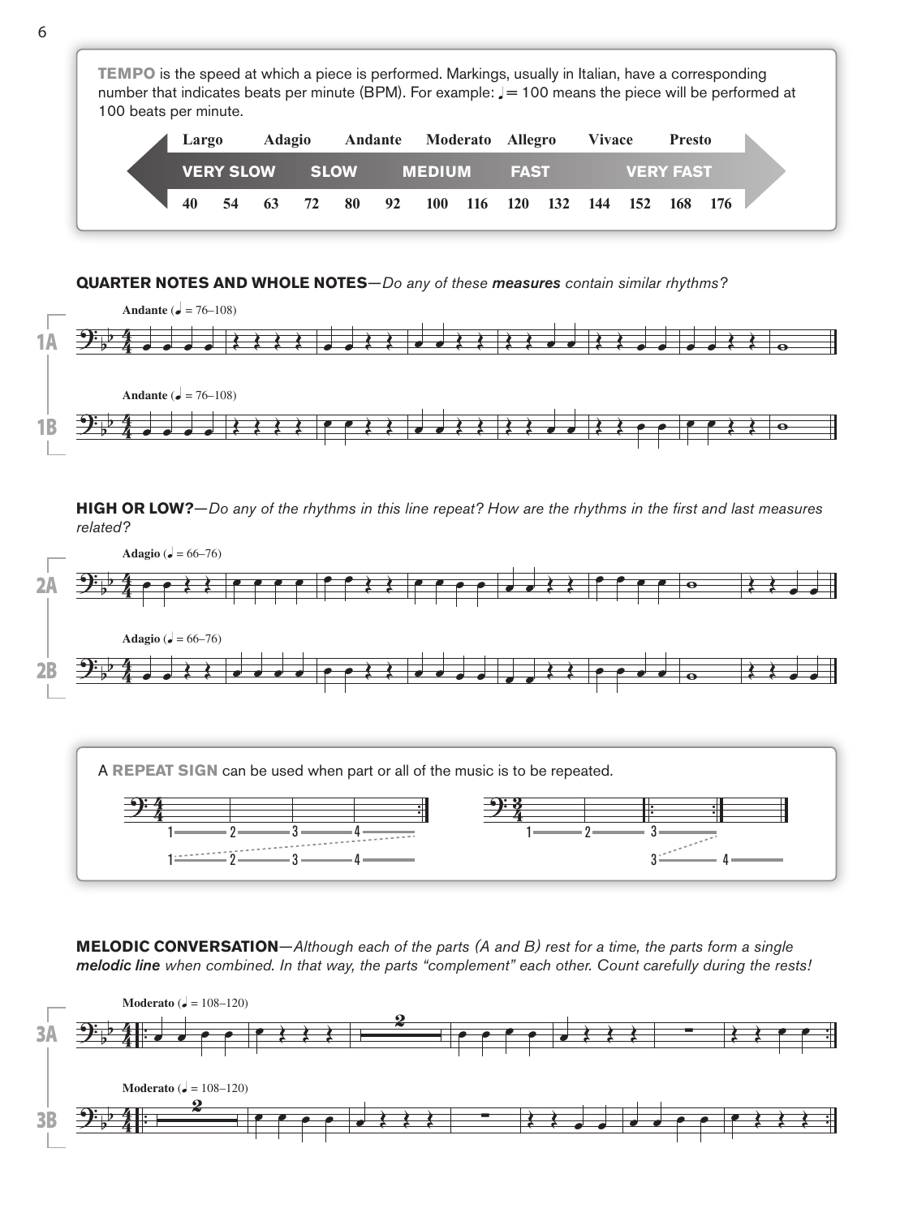**TEMPO** is the speed at which a piece is performed. Markings, usually in Italian, have a corresponding number that indicates beats per minute (BPM). For example: ♩= 100 means the piece will be performed at 100 beats per minute.

| Largo | Adagio | Andante | Moderato | Allegro | Vivace | Presto |
|---|---|---|---|---|---|---|
| VERY SLOW | SLOW | MEDIUM | FAST | | VERY FAST | |

40 54 63 72 80 92 100 116 120 132 144 152 168 176

**QUARTER NOTES AND WHOLE NOTES**—*Do any of these **measures** contain similar rhythms?*

1A Andante (♩ = 76–108)

1B Andante (♩ = 76–108)

**HIGH OR LOW?**—*Do any of the rhythms in this line repeat? How are the rhythms in the first and last measures related?*

2A Adagio (♩ = 66–76)

2B Adagio (♩ = 66–76)

A **REPEAT SIGN** can be used when part or all of the music is to be repeated.

**MELODIC CONVERSATION**—*Although each of the parts (A and B) rest for a time, the parts form a single **melodic line** when combined. In that way, the parts "complement" each other. Count carefully during the rests!*

3A Moderato (♩ = 108–120)

3B Moderato (♩ = 108–120)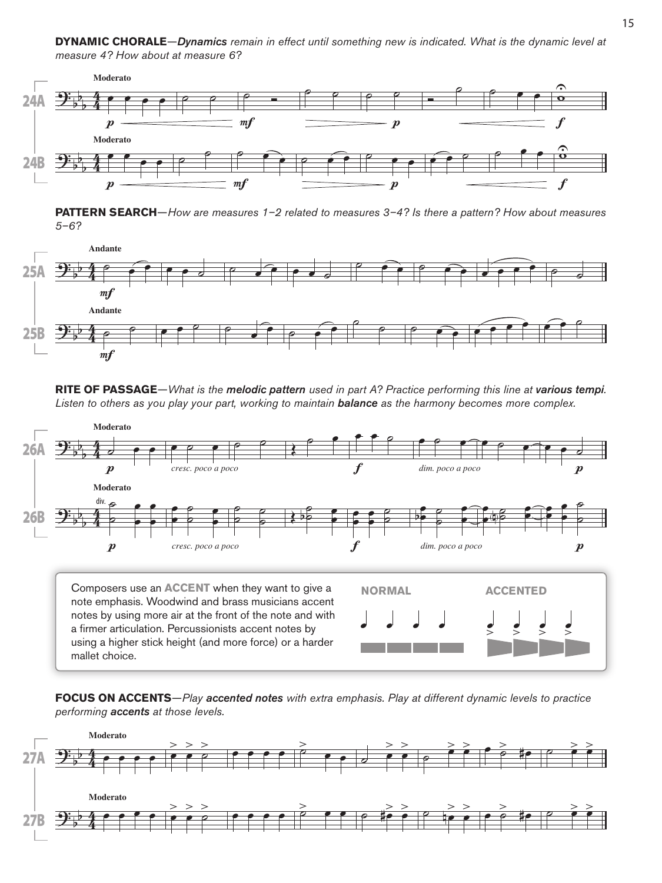**DYNAMIC CHORALE**—*Dynamics remain in effect until something new is indicated. What is the dynamic level at measure 4? How about at measure 6?*

**PATTERN SEARCH**—*How are measures 1–2 related to measures 3–4? Is there a pattern? How about measures 5–6?*

**RITE OF PASSAGE**—*What is the **melodic pattern** used in part A? Practice performing this line at **various tempi**. Listen to others as you play your part, working to maintain **balance** as the harmony becomes more complex.*

Composers use an **ACCENT** when they want to give a note emphasis. Woodwind and brass musicians accent notes by using more air at the front of the note and with a firmer articulation. Percussionists accent notes by using a higher stick height (and more force) or a harder mallet choice.

**NORMAL** **ACCENTED**

**FOCUS ON ACCENTS**—*Play **accented notes** with extra emphasis. Play at different dynamic levels to practice performing **accents** at those levels.*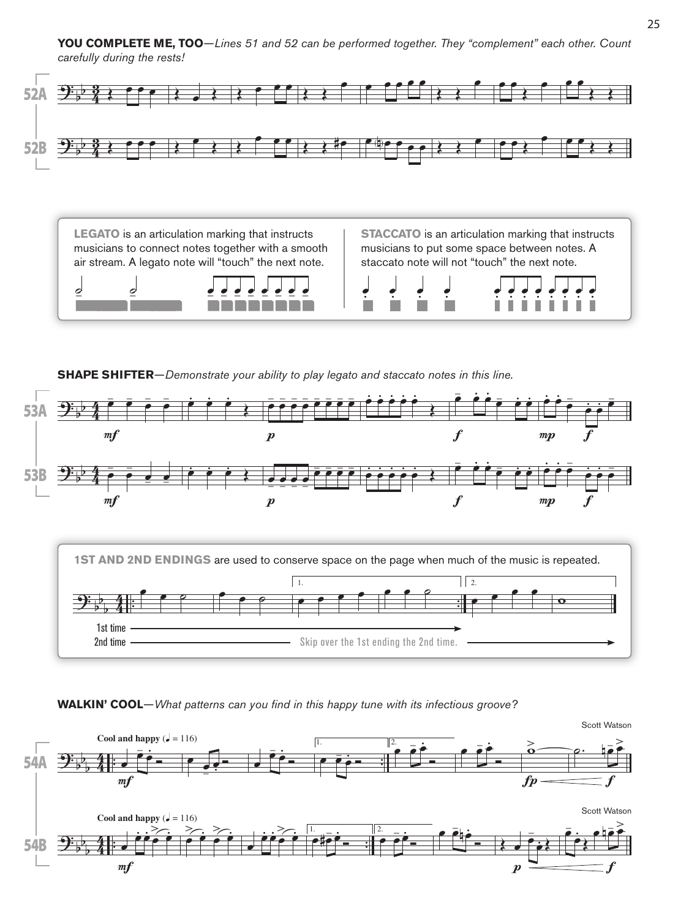**YOU COMPLETE ME, TOO**—*Lines 51 and 52 can be performed together. They "complement" each other. Count carefully during the rests!*

52A

52B

**LEGATO** is an articulation marking that instructs musicians to connect notes together with a smooth air stream. A legato note will "touch" the next note.

**STACCATO** is an articulation marking that instructs musicians to put some space between notes. A staccato note will not "touch" the next note.

**SHAPE SHIFTER**—*Demonstrate your ability to play legato and staccato notes in this line.*

53A

53B

**1ST AND 2ND ENDINGS** are used to conserve space on the page when much of the music is repeated.

1st time

2nd time — Skip over the 1st ending the 2nd time.

**WALKIN' COOL**—*What patterns can you find in this happy tune with its infectious groove?*

54A

Scott Watson

Cool and happy (♩ = 116)

54B

Scott Watson

Cool and happy (♩ = 116)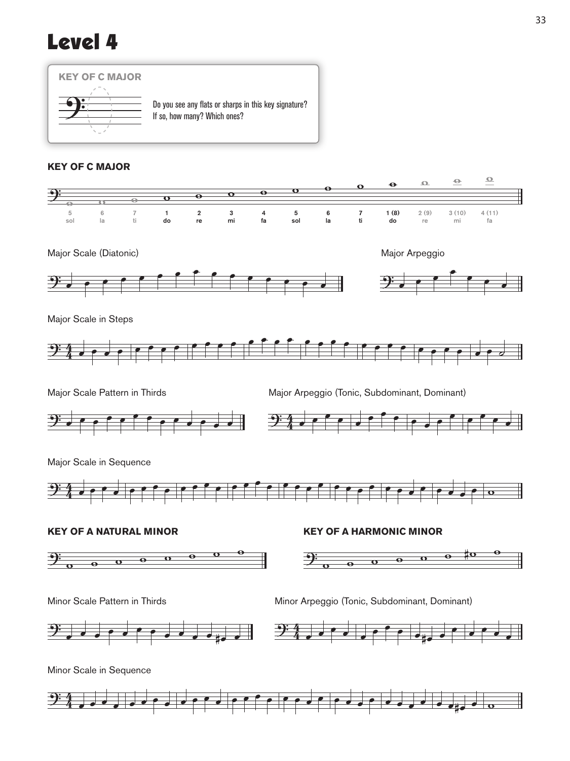# Level 4

**KEY OF C MAJOR**

Do you see any flats or sharps in this key signature? If so, how many? Which ones?

**KEY OF C MAJOR**

| 5 | 6 | 7 | 1 | 2 | 3 | 4 | 5 | 6 | 7 | 1 (8) | 2 (9) | 3 (10) | 4 (11) |
|---|---|---|---|---|---|---|---|---|---|---|---|---|---|
| sol | la | ti | do | re | mi | fa | sol | la | ti | do | re | mi | fa |

Major Scale (Diatonic)

Major Arpeggio

Major Scale in Steps

Major Scale Pattern in Thirds

Major Arpeggio (Tonic, Subdominant, Dominant)

Major Scale in Sequence

**KEY OF A NATURAL MINOR**

**KEY OF A HARMONIC MINOR**

Minor Scale Pattern in Thirds

Minor Arpeggio (Tonic, Subdominant, Dominant)

Minor Scale in Sequence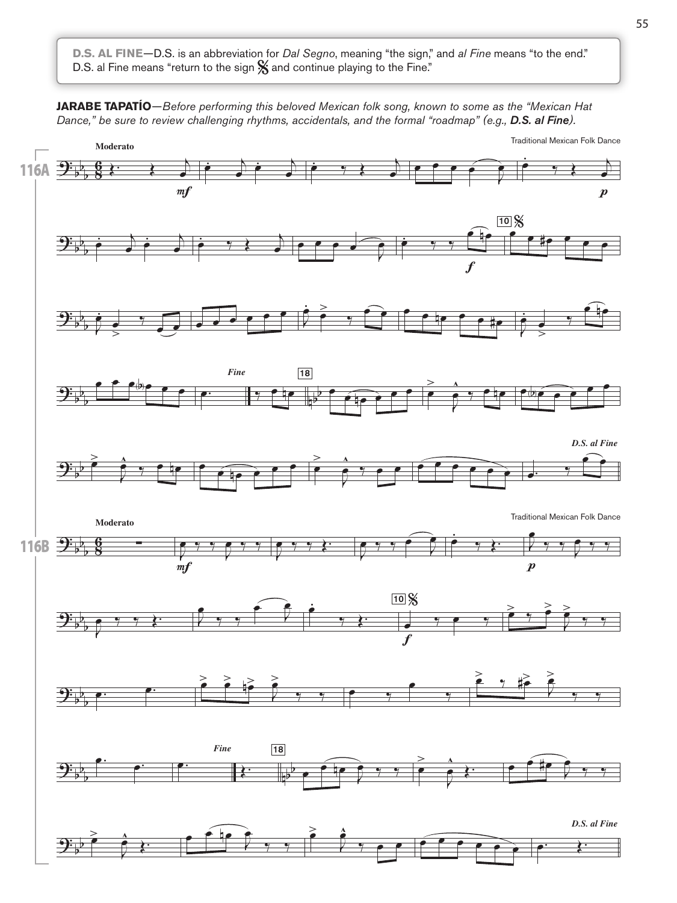**D.S. AL FINE**—D.S. is an abbreviation for *Dal Segno*, meaning "the sign," and *al Fine* means "to the end." D.S. al Fine means "return to the sign 𝄋 and continue playing to the Fine."

**JARABE TAPATÍO**—*Before performing this beloved Mexican folk song, known to some as the "Mexican Hat Dance," be sure to review challenging rhythms, accidentals, and the formal "roadmap" (e.g.,* ***D.S. al Fine****).*

**116A**

Moderato

Traditional Mexican Folk Dance

*mf* *p* *f* 10 *Fine* 18 *D.S. al Fine*

**116B**

Moderato

Traditional Mexican Folk Dance

*mf* *p* *f* 10 *Fine* 18 *D.S. al Fine*